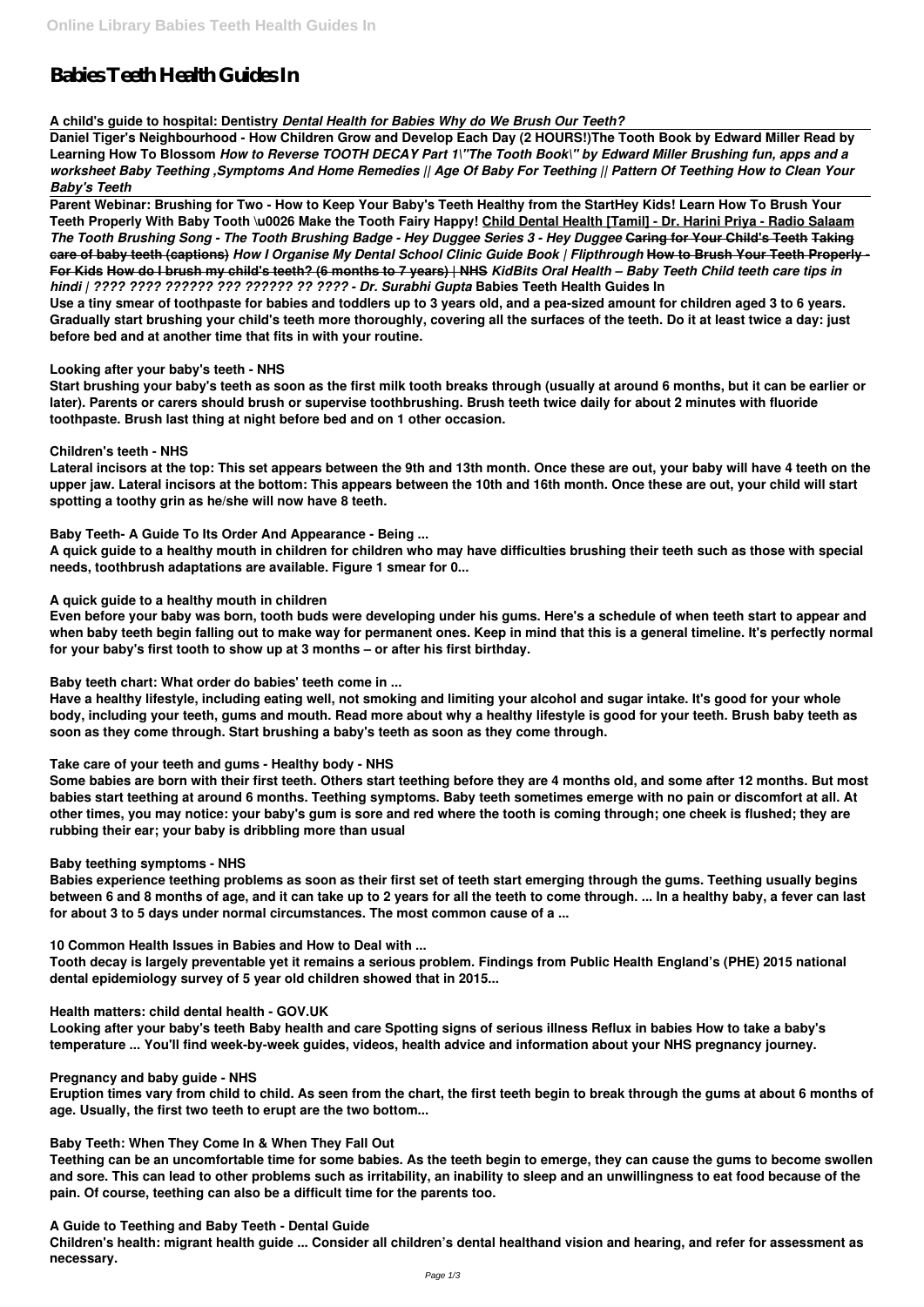# Babies Teeth Health Guides In

**A child's guide to hospital: Dentistry** ***Dental Health for Babies Why do We Brush Our Teeth?***

**Daniel Tiger's Neighbourhood - How Children Grow and Develop Each Day (2 HOURS!)The Tooth Book by Edward Miller Read by Learning How To Blossom** ***How to Reverse TOOTH DECAY Part 1\"The Tooth Book\" by Edward Miller Brushing fun, apps and a worksheet Baby Teething ,Symptoms And Home Remedies || Age Of Baby For Teething || Pattern Of Teething How to Clean Your Baby's Teeth***

**Parent Webinar: Brushing for Two - How to Keep Your Baby's Teeth Healthy from the StartHey Kids! Learn How To Brush Your Teeth Properly With Baby Tooth \u0026 Make the Tooth Fairy Happy! Child Dental Health [Tamil] - Dr. Harini Priya - Radio Salaam** ***The Tooth Brushing Song - The Tooth Brushing Badge - Hey Duggee Series 3 - Hey Duggee*** **~~Caring for Your Child's Teeth~~ ~~Taking care of baby teeth (captions)~~** ***How I Organise My Dental School Clinic Guide Book | Flipthrough*** **~~How to Brush Your Teeth Properly - For Kids~~ ~~How do I brush my child's teeth? (6 months to 7 years) | NHS~~** ***KidBits Oral Health – Baby Teeth Child teeth care tips in hindi | ???? ???? ?????? ??? ?????? ?? ???? - Dr. Surabhi Gupta*** **Babies Teeth Health Guides In**

**Use a tiny smear of toothpaste for babies and toddlers up to 3 years old, and a pea-sized amount for children aged 3 to 6 years. Gradually start brushing your child's teeth more thoroughly, covering all the surfaces of the teeth. Do it at least twice a day: just before bed and at another time that fits in with your routine.**

**Looking after your baby's teeth - NHS**

**Start brushing your baby's teeth as soon as the first milk tooth breaks through (usually at around 6 months, but it can be earlier or later). Parents or carers should brush or supervise toothbrushing. Brush teeth twice daily for about 2 minutes with fluoride toothpaste. Brush last thing at night before bed and on 1 other occasion.**

**Children's teeth - NHS**

**Lateral incisors at the top: This set appears between the 9th and 13th month. Once these are out, your baby will have 4 teeth on the upper jaw. Lateral incisors at the bottom: This appears between the 10th and 16th month. Once these are out, your child will start spotting a toothy grin as he/she will now have 8 teeth.**

**Baby Teeth- A Guide To Its Order And Appearance - Being ...**

**A quick guide to a healthy mouth in children for children who may have difficulties brushing their teeth such as those with special needs, toothbrush adaptations are available. Figure 1 smear for 0...**

**A quick guide to a healthy mouth in children**

**Even before your baby was born, tooth buds were developing under his gums. Here's a schedule of when teeth start to appear and when baby teeth begin falling out to make way for permanent ones. Keep in mind that this is a general timeline. It's perfectly normal for your baby's first tooth to show up at 3 months – or after his first birthday.**

**Baby teeth chart: What order do babies' teeth come in ...**

**Have a healthy lifestyle, including eating well, not smoking and limiting your alcohol and sugar intake. It's good for your whole body, including your teeth, gums and mouth. Read more about why a healthy lifestyle is good for your teeth. Brush baby teeth as soon as they come through. Start brushing a baby's teeth as soon as they come through.**

**Take care of your teeth and gums - Healthy body - NHS**

**Some babies are born with their first teeth. Others start teething before they are 4 months old, and some after 12 months. But most babies start teething at around 6 months. Teething symptoms. Baby teeth sometimes emerge with no pain or discomfort at all. At other times, you may notice: your baby's gum is sore and red where the tooth is coming through; one cheek is flushed; they are rubbing their ear; your baby is dribbling more than usual**

**Baby teething symptoms - NHS**

**Babies experience teething problems as soon as their first set of teeth start emerging through the gums. Teething usually begins between 6 and 8 months of age, and it can take up to 2 years for all the teeth to come through. ... In a healthy baby, a fever can last for about 3 to 5 days under normal circumstances. The most common cause of a ...**

**10 Common Health Issues in Babies and How to Deal with ...**

**Tooth decay is largely preventable yet it remains a serious problem. Findings from Public Health England's (PHE) 2015 national dental epidemiology survey of 5 year old children showed that in 2015...**

**Health matters: child dental health - GOV.UK**

**Looking after your baby's teeth Baby health and care Spotting signs of serious illness Reflux in babies How to take a baby's temperature ... You'll find week-by-week guides, videos, health advice and information about your NHS pregnancy journey.**

**Pregnancy and baby guide - NHS**

**Eruption times vary from child to child. As seen from the chart, the first teeth begin to break through the gums at about 6 months of age. Usually, the first two teeth to erupt are the two bottom...**

**Baby Teeth: When They Come In & When They Fall Out**

**Teething can be an uncomfortable time for some babies. As the teeth begin to emerge, they can cause the gums to become swollen and sore. This can lead to other problems such as irritability, an inability to sleep and an unwillingness to eat food because of the pain. Of course, teething can also be a difficult time for the parents too.**

**A Guide to Teething and Baby Teeth - Dental Guide**

**Children's health: migrant health guide ... Consider all children's dental healthand vision and hearing, and refer for assessment as necessary.**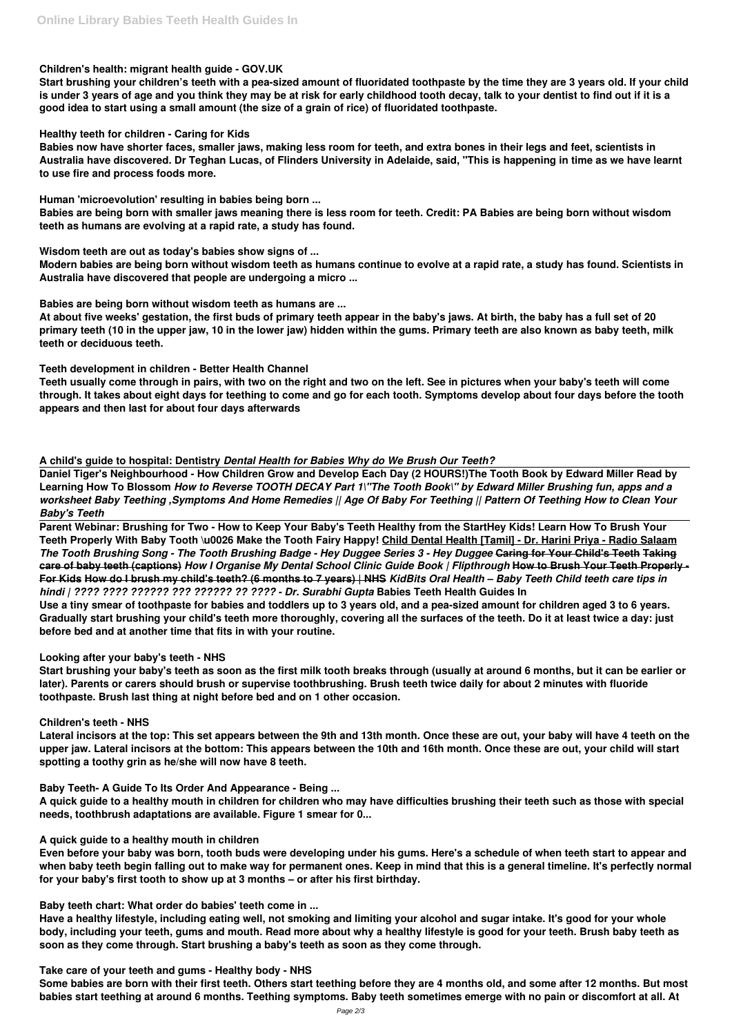**Children's health: migrant health guide - GOV.UK**

**Start brushing your children's teeth with a pea-sized amount of fluoridated toothpaste by the time they are 3 years old. If your child is under 3 years of age and you think they may be at risk for early childhood tooth decay, talk to your dentist to find out if it is a good idea to start using a small amount (the size of a grain of rice) of fluoridated toothpaste.**

**Healthy teeth for children - Caring for Kids**

**Babies now have shorter faces, smaller jaws, making less room for teeth, and extra bones in their legs and feet, scientists in Australia have discovered. Dr Teghan Lucas, of Flinders University in Adelaide, said, "This is happening in time as we have learnt to use fire and process foods more.**

**Human 'microevolution' resulting in babies being born ...**

**Babies are being born with smaller jaws meaning there is less room for teeth. Credit: PA Babies are being born without wisdom teeth as humans are evolving at a rapid rate, a study has found.**

**Wisdom teeth are out as today's babies show signs of ...**

**Modern babies are being born without wisdom teeth as humans continue to evolve at a rapid rate, a study has found. Scientists in Australia have discovered that people are undergoing a micro ...**

**Babies are being born without wisdom teeth as humans are ...**

**At about five weeks' gestation, the first buds of primary teeth appear in the baby's jaws. At birth, the baby has a full set of 20 primary teeth (10 in the upper jaw, 10 in the lower jaw) hidden within the gums. Primary teeth are also known as baby teeth, milk teeth or deciduous teeth.**

**Teeth development in children - Better Health Channel**

**Teeth usually come through in pairs, with two on the right and two on the left. See in pictures when your baby's teeth will come through. It takes about eight days for teething to come and go for each tooth. Symptoms develop about four days before the tooth appears and then last for about four days afterwards**

**A child's guide to hospital: Dentistry** ***Dental Health for Babies Why do We Brush Our Teeth?***

**Daniel Tiger's Neighbourhood - How Children Grow and Develop Each Day (2 HOURS!)The Tooth Book by Edward Miller Read by Learning How To Blossom** ***How to Reverse TOOTH DECAY Part 1\"The Tooth Book\" by Edward Miller Brushing fun, apps and a worksheet Baby Teething ,Symptoms And Home Remedies || Age Of Baby For Teething || Pattern Of Teething How to Clean Your Baby's Teeth***

**Parent Webinar: Brushing for Two - How to Keep Your Baby's Teeth Healthy from the StartHey Kids! Learn How To Brush Your Teeth Properly With Baby Tooth \u0026 Make the Tooth Fairy Happy! Child Dental Health [Tamil] - Dr. Harini Priya - Radio Salaam** ***The Tooth Brushing Song - The Tooth Brushing Badge - Hey Duggee Series 3 - Hey Duggee*** **~~Caring for Your Child's Teeth~~ ~~Taking care of baby teeth (captions)~~** ***How I Organise My Dental School Clinic Guide Book | Flipthrough*** **~~How to Brush Your Teeth Properly - For Kids~~ How do I brush my child's teeth? (6 months to 7 years) | NHS** ***KidBits Oral Health – Baby Teeth Child teeth care tips in hindi | ???? ???? ?????? ??? ?????? ?? ???? - Dr. Surabhi Gupta*** **Babies Teeth Health Guides In**

**Use a tiny smear of toothpaste for babies and toddlers up to 3 years old, and a pea-sized amount for children aged 3 to 6 years. Gradually start brushing your child's teeth more thoroughly, covering all the surfaces of the teeth. Do it at least twice a day: just before bed and at another time that fits in with your routine.**

**Looking after your baby's teeth - NHS**

**Start brushing your baby's teeth as soon as the first milk tooth breaks through (usually at around 6 months, but it can be earlier or later). Parents or carers should brush or supervise toothbrushing. Brush teeth twice daily for about 2 minutes with fluoride toothpaste. Brush last thing at night before bed and on 1 other occasion.**

**Children's teeth - NHS**

**Lateral incisors at the top: This set appears between the 9th and 13th month. Once these are out, your baby will have 4 teeth on the upper jaw. Lateral incisors at the bottom: This appears between the 10th and 16th month. Once these are out, your child will start spotting a toothy grin as he/she will now have 8 teeth.**

**Baby Teeth- A Guide To Its Order And Appearance - Being ...**

**A quick guide to a healthy mouth in children for children who may have difficulties brushing their teeth such as those with special needs, toothbrush adaptations are available. Figure 1 smear for 0...**

**A quick guide to a healthy mouth in children**

**Even before your baby was born, tooth buds were developing under his gums. Here's a schedule of when teeth start to appear and when baby teeth begin falling out to make way for permanent ones. Keep in mind that this is a general timeline. It's perfectly normal for your baby's first tooth to show up at 3 months – or after his first birthday.**

**Baby teeth chart: What order do babies' teeth come in ...**

**Have a healthy lifestyle, including eating well, not smoking and limiting your alcohol and sugar intake. It's good for your whole body, including your teeth, gums and mouth. Read more about why a healthy lifestyle is good for your teeth. Brush baby teeth as soon as they come through. Start brushing a baby's teeth as soon as they come through.**

**Take care of your teeth and gums - Healthy body - NHS**

**Some babies are born with their first teeth. Others start teething before they are 4 months old, and some after 12 months. But most babies start teething at around 6 months. Teething symptoms. Baby teeth sometimes emerge with no pain or discomfort at all. At**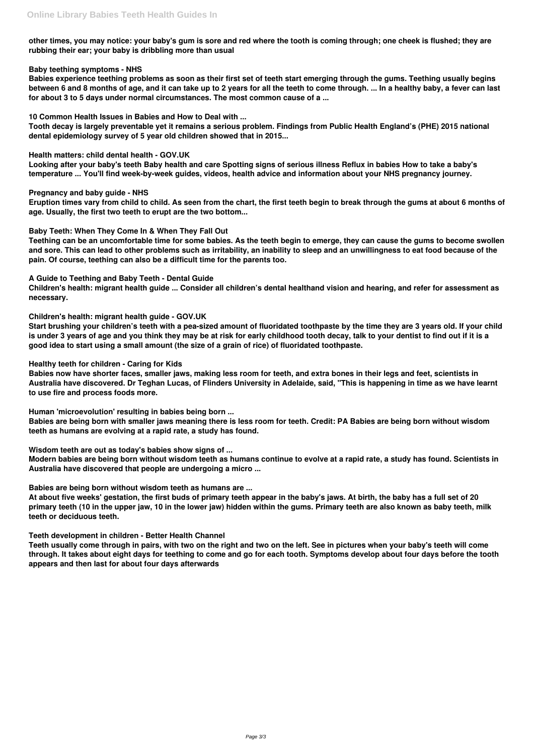**other times, you may notice: your baby's gum is sore and red where the tooth is coming through; one cheek is flushed; they are rubbing their ear; your baby is dribbling more than usual**

**Baby teething symptoms - NHS**

**Babies experience teething problems as soon as their first set of teeth start emerging through the gums. Teething usually begins between 6 and 8 months of age, and it can take up to 2 years for all the teeth to come through. ... In a healthy baby, a fever can last for about 3 to 5 days under normal circumstances. The most common cause of a ...**

**10 Common Health Issues in Babies and How to Deal with ...**

**Tooth decay is largely preventable yet it remains a serious problem. Findings from Public Health England's (PHE) 2015 national dental epidemiology survey of 5 year old children showed that in 2015...**

**Health matters: child dental health - GOV.UK**

**Looking after your baby's teeth Baby health and care Spotting signs of serious illness Reflux in babies How to take a baby's temperature ... You'll find week-by-week guides, videos, health advice and information about your NHS pregnancy journey.**

**Pregnancy and baby guide - NHS**

**Eruption times vary from child to child. As seen from the chart, the first teeth begin to break through the gums at about 6 months of age. Usually, the first two teeth to erupt are the two bottom...**

**Baby Teeth: When They Come In & When They Fall Out**

**Teething can be an uncomfortable time for some babies. As the teeth begin to emerge, they can cause the gums to become swollen and sore. This can lead to other problems such as irritability, an inability to sleep and an unwillingness to eat food because of the pain. Of course, teething can also be a difficult time for the parents too.**

**A Guide to Teething and Baby Teeth - Dental Guide**

**Children's health: migrant health guide ... Consider all children's dental healthand vision and hearing, and refer for assessment as necessary.**

**Children's health: migrant health guide - GOV.UK**

**Start brushing your children's teeth with a pea-sized amount of fluoridated toothpaste by the time they are 3 years old. If your child is under 3 years of age and you think they may be at risk for early childhood tooth decay, talk to your dentist to find out if it is a good idea to start using a small amount (the size of a grain of rice) of fluoridated toothpaste.**

**Healthy teeth for children - Caring for Kids**

**Babies now have shorter faces, smaller jaws, making less room for teeth, and extra bones in their legs and feet, scientists in Australia have discovered. Dr Teghan Lucas, of Flinders University in Adelaide, said, "This is happening in time as we have learnt to use fire and process foods more.**

**Human 'microevolution' resulting in babies being born ...**

**Babies are being born with smaller jaws meaning there is less room for teeth. Credit: PA Babies are being born without wisdom teeth as humans are evolving at a rapid rate, a study has found.**

**Wisdom teeth are out as today's babies show signs of ...**

**Modern babies are being born without wisdom teeth as humans continue to evolve at a rapid rate, a study has found. Scientists in Australia have discovered that people are undergoing a micro ...**

**Babies are being born without wisdom teeth as humans are ...**

**At about five weeks' gestation, the first buds of primary teeth appear in the baby's jaws. At birth, the baby has a full set of 20 primary teeth (10 in the upper jaw, 10 in the lower jaw) hidden within the gums. Primary teeth are also known as baby teeth, milk teeth or deciduous teeth.**

**Teeth development in children - Better Health Channel**

**Teeth usually come through in pairs, with two on the right and two on the left. See in pictures when your baby's teeth will come through. It takes about eight days for teething to come and go for each tooth. Symptoms develop about four days before the tooth appears and then last for about four days afterwards**